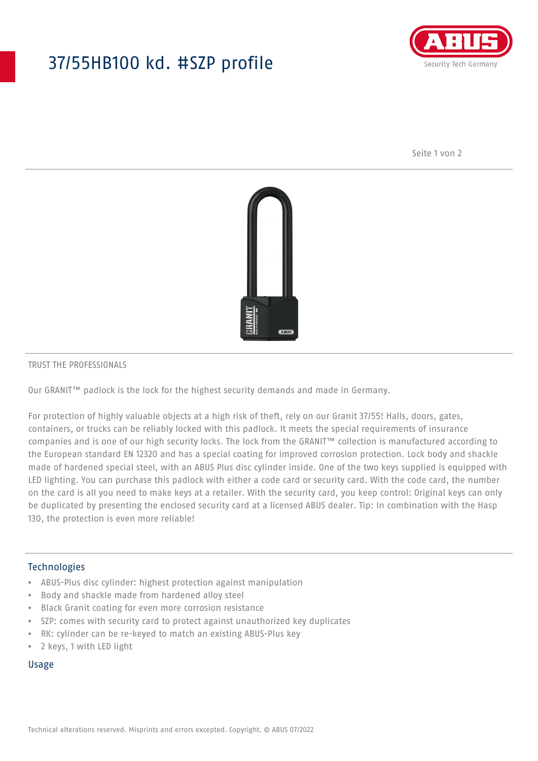# 37/55HB100 kd. #SZP profile

TRUST THE PROFESSIONALS

Our GRANIT™ padlock is the lock for the highest security demands and made in Germany.

For protection of highly valuable objects at a high risk of theft, rely on our Granit 37/55! Halls, doors, gates, containers, or trucks can be reliably locked with this padlock. It meets the special requirements of insurance companies and is one of our high security locks. The lock from the GRANIT™ collection is manufactured according to the European standard EN 12320 and has a special coating for improved corrosion protection. Lock body and shackle made of hardened special steel, with an ABUS Plus disc cylinder inside. One of the two keys supplied is equipped with LED lighting. You can purchase this padlock with either a code card or security card. With the code card, the number on the card is all you need to make keys at a retailer. With the security card, you keep control: Original keys can only be duplicated by presenting the enclosed security card at a licensed ABUS dealer. Tip: In combination with the Hasp 130, the protection is even more reliable!

## Technologies

- ABUS-Plus disc cylinder: highest protection against manipulation
- Body and shackle made from hardened alloy steel
- Black Granit coating for even more corrosion resistance
- SZP: comes with security card to protect against unauthorized key duplicates
- RK: cylinder can be re-keyed to match an existing ABUS-Plus key
- 2 keys, 1 with LED light

## Usage

Technical alterations reserved. Misprints and errors excepted. Copyright. © ABUS 07/2022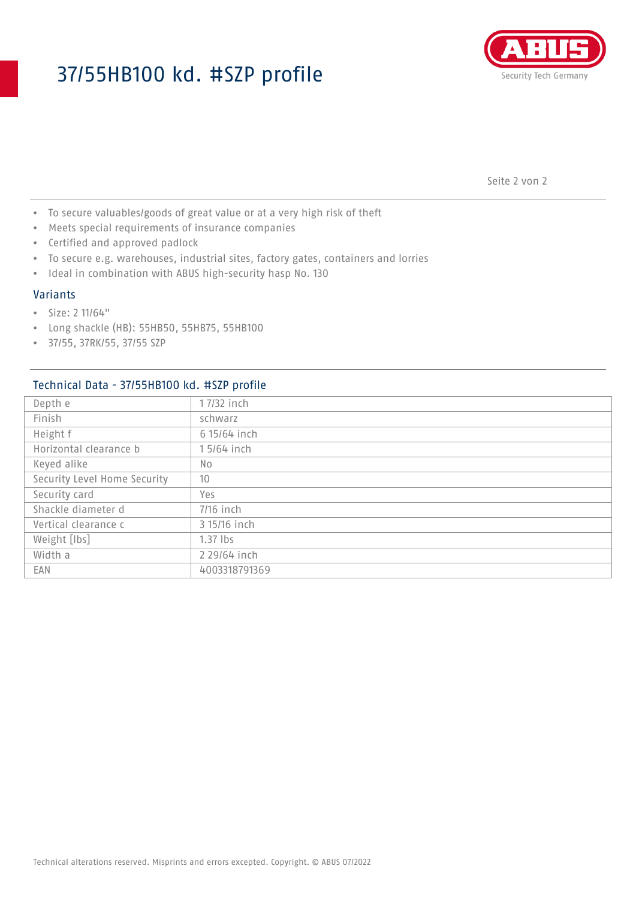# 37/55HB100 kd. #SZP profile

- To secure valuables/goods of great value or at a very high risk of theft
- Meets special requirements of insurance companies
- Certified and approved padlock
- To secure e.g. warehouses, industrial sites, factory gates, containers and lorries
- Ideal in combination with ABUS high-security hasp No. 130

## Variants

- Size: 2 11/64"
- Long shackle (HB): 55HB50, 55HB75, 55HB100
- 37/55, 37RK/55, 37/55 SZP

## Technical Data - 37/55HB100 kd. #SZP profile

| | |
|---|---|
| Depth e | 1 7/32 inch |
| Finish | schwarz |
| Height f | 6 15/64 inch |
| Horizontal clearance b | 1 5/64 inch |
| Keyed alike | No |
| Security Level Home Security | 10 |
| Security card | Yes |
| Shackle diameter d | 7/16 inch |
| Vertical clearance c | 3 15/16 inch |
| Weight [lbs] | 1.37 lbs |
| Width a | 2 29/64 inch |
| EAN | 4003318791369 |

Technical alterations reserved. Misprints and errors excepted. Copyright. © ABUS 07/2022